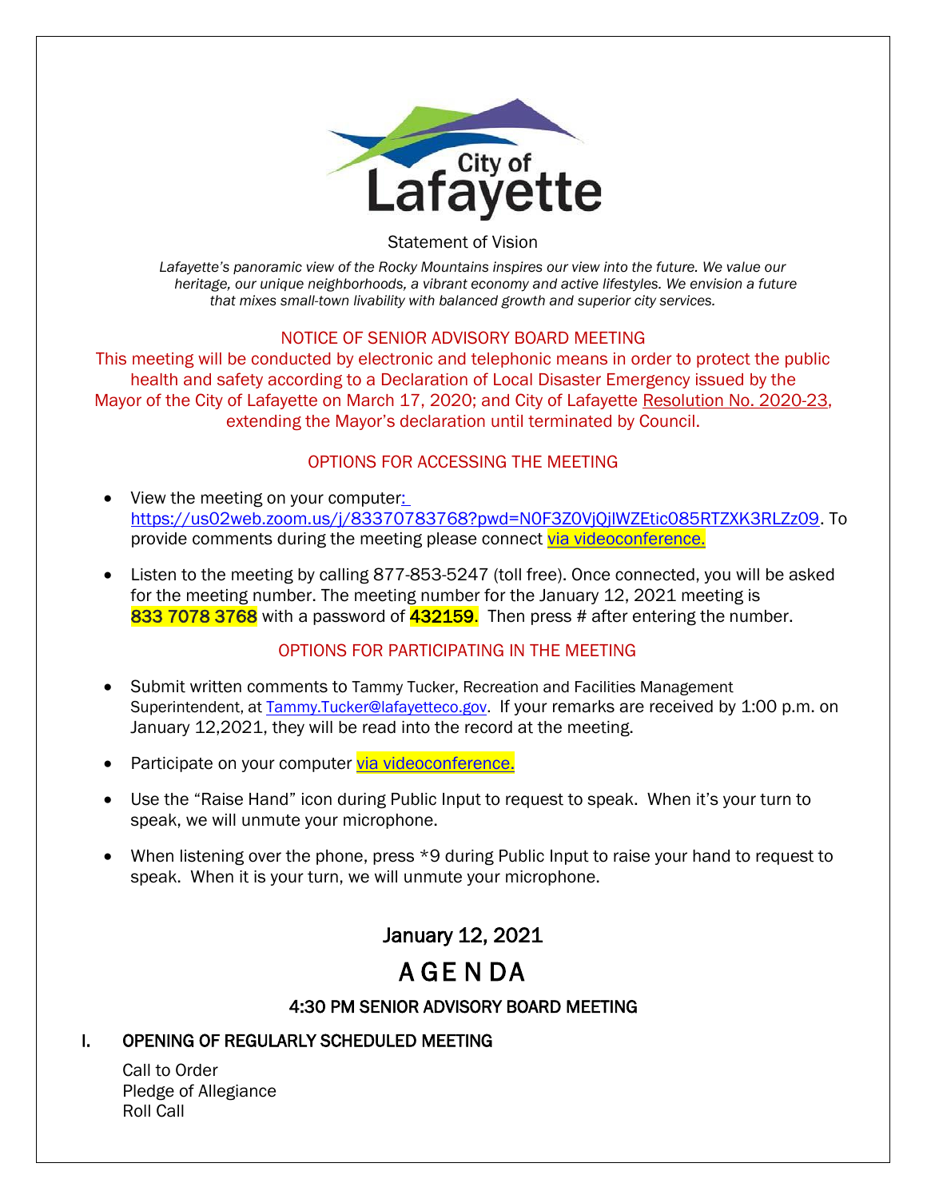City of Lafayette

Statement of Vision

*Lafayette's panoramic view of the Rocky Mountains inspires our view into the future. We value our heritage, our unique neighborhoods, a vibrant economy and active lifestyles. We envision a future that mixes small-town livability with balanced growth and superior city services.*

NOTICE OF SENIOR ADVISORY BOARD MEETING

This meeting will be conducted by electronic and telephonic means in order to protect the public health and safety according to a Declaration of Local Disaster Emergency issued by the Mayor of the City of Lafayette on March 17, 2020; and City of Lafayette Resolution No. 2020-23, extending the Mayor's declaration until terminated by Council.

OPTIONS FOR ACCESSING THE MEETING

- View the meeting on your computer: https://us02web.zoom.us/j/83370783768?pwd=N0F3Z0VjQjlWZEtic085RTZXK3RLZz09. To provide comments during the meeting please connect via videoconference.
- Listen to the meeting by calling 877-853-5247 (toll free). Once connected, you will be asked for the meeting number. The meeting number for the January 12, 2021 meeting is **833 7078 3768** with a password of **432159**. Then press # after entering the number.

OPTIONS FOR PARTICIPATING IN THE MEETING

- Submit written comments to Tammy Tucker, Recreation and Facilities Management Superintendent, at Tammy.Tucker@lafayetteco.gov. If your remarks are received by 1:00 p.m. on January 12,2021, they will be read into the record at the meeting.
- Participate on your computer via videoconference.
- Use the "Raise Hand" icon during Public Input to request to speak. When it's your turn to speak, we will unmute your microphone.
- When listening over the phone, press *9 during Public Input to raise your hand to request to speak. When it is your turn, we will unmute your microphone.

## January 12, 2021

# AGENDA

### 4:30 PM SENIOR ADVISORY BOARD MEETING

## I. OPENING OF REGULARLY SCHEDULED MEETING

Call to Order
Pledge of Allegiance
Roll Call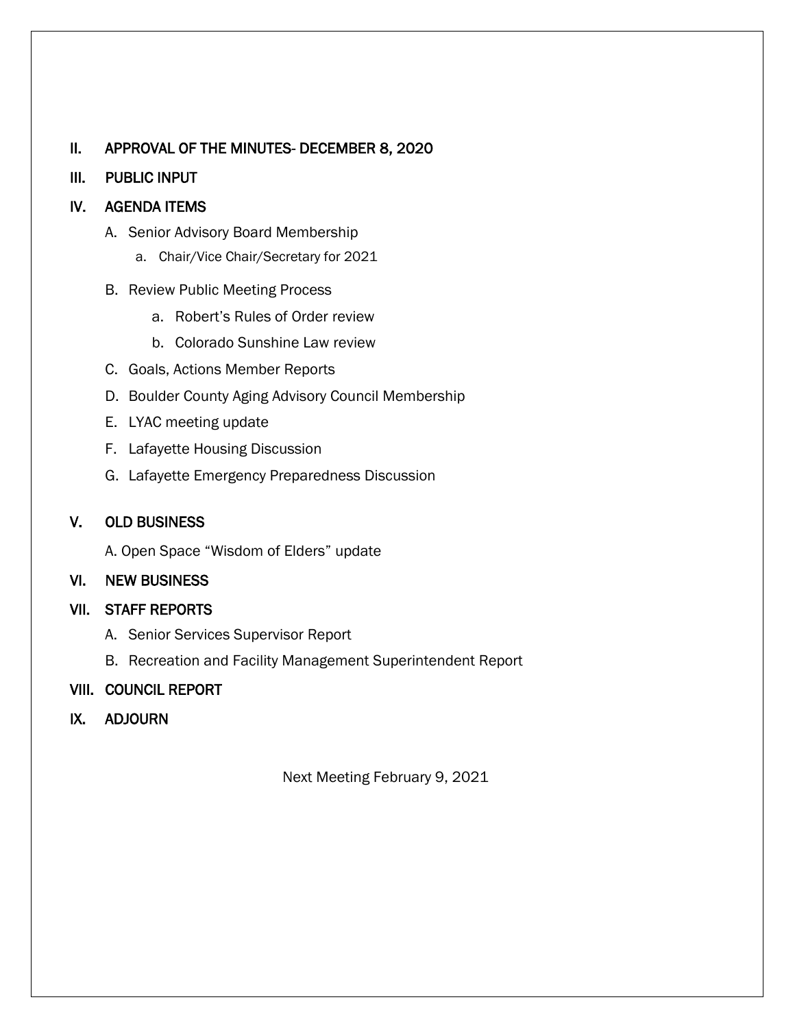## II. APPROVAL OF THE MINUTES- DECEMBER 8, 2020

## III. PUBLIC INPUT

## IV. AGENDA ITEMS

- A. Senior Advisory Board Membership
  - a. Chair/Vice Chair/Secretary for 2021
- B. Review Public Meeting Process
  - a. Robert's Rules of Order review
  - b. Colorado Sunshine Law review
- C. Goals, Actions Member Reports
- D. Boulder County Aging Advisory Council Membership
- E. LYAC meeting update
- F. Lafayette Housing Discussion
- G. Lafayette Emergency Preparedness Discussion

## V. OLD BUSINESS

A. Open Space "Wisdom of Elders" update

## VI. NEW BUSINESS

## VII. STAFF REPORTS

- A. Senior Services Supervisor Report
- B. Recreation and Facility Management Superintendent Report

## VIII. COUNCIL REPORT

## IX. ADJOURN

Next Meeting February 9, 2021